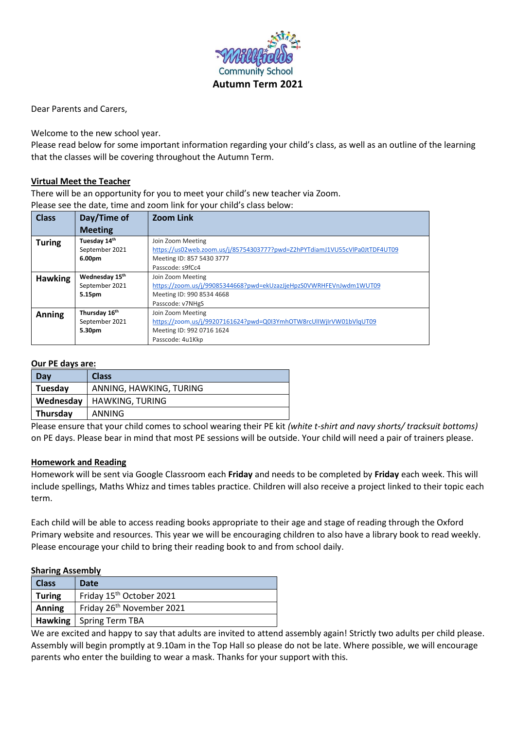Millfields Community School

**Autumn Term 2021**

Dear Parents and Carers,

Welcome to the new school year.
Please read below for some important information regarding your child's class, as well as an outline of the learning that the classes will be covering throughout the Autumn Term.

**Virtual Meet the Teacher**

There will be an opportunity for you to meet your child's new teacher via Zoom.
Please see the date, time and zoom link for your child's class below:

| Class | Day/Time of Meeting | Zoom Link |
|---|---|---|
| **Turing** | **Tuesday 14th** September 2021 **6.00pm** | Join Zoom Meeting https://us02web.zoom.us/j/85754303777?pwd=Z2hPYTdiamJ1VU55cVlPa0JtTDF4UT09 Meeting ID: 857 5430 3777 Passcode: s9fCc4 |
| **Hawking** | **Wednesday 15th** September 2021 **5.15pm** | Join Zoom Meeting https://zoom.us/j/99085344668?pwd=ekUzazJjeHpzS0VWRHFEVnJwdm1WUT09 Meeting ID: 990 8534 4668 Passcode: v7NHgS |
| **Anning** | **Thursday 16th** September 2021 **5.30pm** | Join Zoom Meeting https://zoom.us/j/99207161624?pwd=Q0I3YmhOTW8rcUlIWjlrVW01bVlqUT09 Meeting ID: 992 0716 1624 Passcode: 4u1Kkp |

**Our PE days are:**

| Day | Class |
|---|---|
| **Tuesday** | ANNING, HAWKING, TURING |
| **Wednesday** | HAWKING, TURING |
| **Thursday** | ANNING |

Please ensure that your child comes to school wearing their PE kit *(white t-shirt and navy shorts/ tracksuit bottoms)* on PE days. Please bear in mind that most PE sessions will be outside. Your child will need a pair of trainers please.

**Homework and Reading**

Homework will be sent via Google Classroom each **Friday** and needs to be completed by **Friday** each week. This will include spellings, Maths Whizz and times tables practice. Children will also receive a project linked to their topic each term.

Each child will be able to access reading books appropriate to their age and stage of reading through the Oxford Primary website and resources. This year we will be encouraging children to also have a library book to read weekly. Please encourage your child to bring their reading book to and from school daily.

**Sharing Assembly**

| Class | Date |
|---|---|
| **Turing** | Friday 15th October 2021 |
| **Anning** | Friday 26th November 2021 |
| **Hawking** | Spring Term TBA |

We are excited and happy to say that adults are invited to attend assembly again! Strictly two adults per child please. Assembly will begin promptly at 9.10am in the Top Hall so please do not be late. Where possible, we will encourage parents who enter the building to wear a mask. Thanks for your support with this.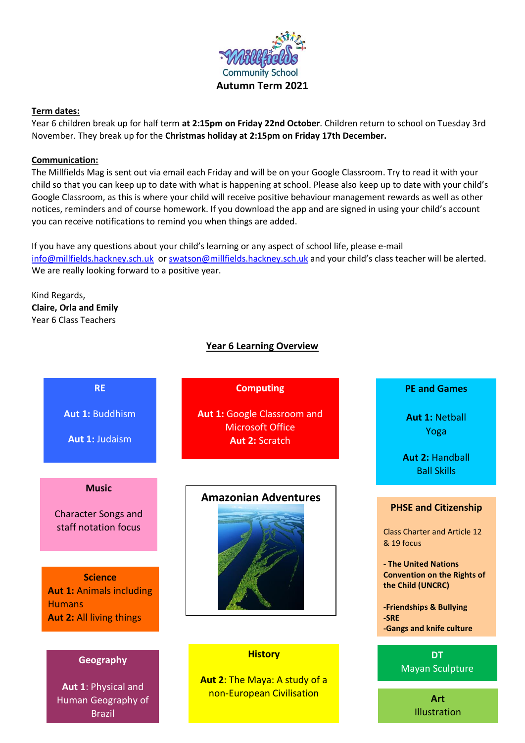Millfields Community School

**Autumn Term 2021**

**Term dates:**

Year 6 children break up for half term **at 2:15pm on Friday 22nd October**. Children return to school on Tuesday 3rd November. They break up for the **Christmas holiday at 2:15pm on Friday 17th December.**

**Communication:**

The Millfields Mag is sent out via email each Friday and will be on your Google Classroom. Try to read it with your child so that you can keep up to date with what is happening at school. Please also keep up to date with your child's Google Classroom, as this is where your child will receive positive behaviour management rewards as well as other notices, reminders and of course homework. If you download the app and are signed in using your child's account you can receive notifications to remind you when things are added.

If you have any questions about your child's learning or any aspect of school life, please e-mail info@millfields.hackney.sch.uk or swatson@millfields.hackney.sch.uk and your child's class teacher will be alerted. We are really looking forward to a positive year.

Kind Regards,
**Claire, Orla and Emily**
Year 6 Class Teachers

## Year 6 Learning Overview

**Amazonian Adventures**

**RE**

**Aut 1:** Buddhism

**Aut 1:** Judaism

**Computing**

**Aut 1:** Google Classroom and Microsoft Office
**Aut 2:** Scratch

**PE and Games**

**Aut 1:** Netball
Yoga

**Aut 2:** Handball
Ball Skills

**Music**

Character Songs and staff notation focus

**PHSE and Citizenship**

Class Charter and Article 12 & 19 focus

**- The United Nations Convention on the Rights of the Child (UNCRC)**

**-Friendships & Bullying**
**-SRE**
**-Gangs and knife culture**

**Science**
**Aut 1:** Animals including Humans
**Aut 2:** All living things

**Geography**

**Aut 1**: Physical and Human Geography of Brazil

**History**

**Aut 2**: The Maya: A study of a non-European Civilisation

**DT**
Mayan Sculpture

**Art**
Illustration